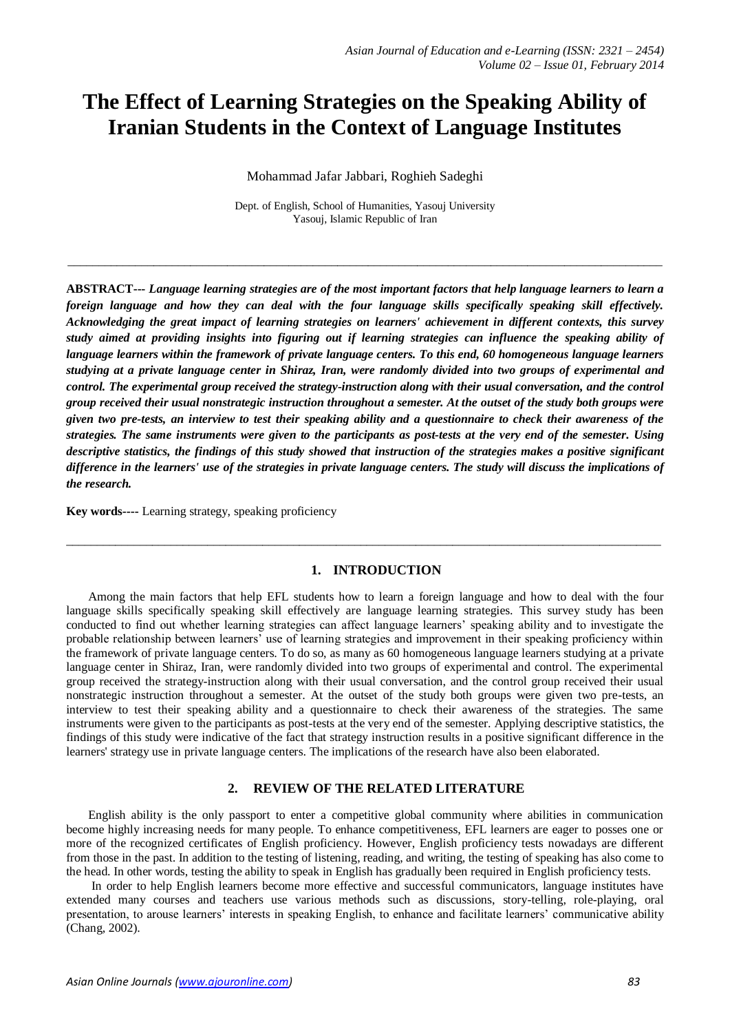# The Effect of Learning Strategies on the Speaking Ability of Iranian Students in the Context of Language Institutes

Mohammad Jafar Jabbari, Roghieh Sadeghi

Dept. of English, School of Humanities, Yasouj University
Yasouj, Islamic Republic of Iran

---

**ABSTRACT---** ***Language learning strategies are of the most important factors that help language learners to learn a foreign language and how they can deal with the four language skills specifically speaking skill effectively. Acknowledging the great impact of learning strategies on learners' achievement in different contexts, this survey study aimed at providing insights into figuring out if learning strategies can influence the speaking ability of language learners within the framework of private language centers. To this end, 60 homogeneous language learners studying at a private language center in Shiraz, Iran, were randomly divided into two groups of experimental and control. The experimental group received the strategy-instruction along with their usual conversation, and the control group received their usual nonstrategic instruction throughout a semester. At the outset of the study both groups were given two pre-tests, an interview to test their speaking ability and a questionnaire to check their awareness of the strategies. The same instruments were given to the participants as post-tests at the very end of the semester. Using descriptive statistics, the findings of this study showed that instruction of the strategies makes a positive significant difference in the learners' use of the strategies in private language centers. The study will discuss the implications of the research.***

**Key words----** Learning strategy, speaking proficiency

---

## 1. INTRODUCTION

Among the main factors that help EFL students how to learn a foreign language and how to deal with the four language skills specifically speaking skill effectively are language learning strategies. This survey study has been conducted to find out whether learning strategies can affect language learners' speaking ability and to investigate the probable relationship between learners' use of learning strategies and improvement in their speaking proficiency within the framework of private language centers. To do so, as many as 60 homogeneous language learners studying at a private language center in Shiraz, Iran, were randomly divided into two groups of experimental and control. The experimental group received the strategy-instruction along with their usual conversation, and the control group received their usual nonstrategic instruction throughout a semester. At the outset of the study both groups were given two pre-tests, an interview to test their speaking ability and a questionnaire to check their awareness of the strategies. The same instruments were given to the participants as post-tests at the very end of the semester. Applying descriptive statistics, the findings of this study were indicative of the fact that strategy instruction results in a positive significant difference in the learners' strategy use in private language centers. The implications of the research have also been elaborated.

## 2. REVIEW OF THE RELATED LITERATURE

English ability is the only passport to enter a competitive global community where abilities in communication become highly increasing needs for many people. To enhance competitiveness, EFL learners are eager to posses one or more of the recognized certificates of English proficiency. However, English proficiency tests nowadays are different from those in the past. In addition to the testing of listening, reading, and writing, the testing of speaking has also come to the head. In other words, testing the ability to speak in English has gradually been required in English proficiency tests.

In order to help English learners become more effective and successful communicators, language institutes have extended many courses and teachers use various methods such as discussions, story-telling, role-playing, oral presentation, to arouse learners' interests in speaking English, to enhance and facilitate learners' communicative ability (Chang, 2002).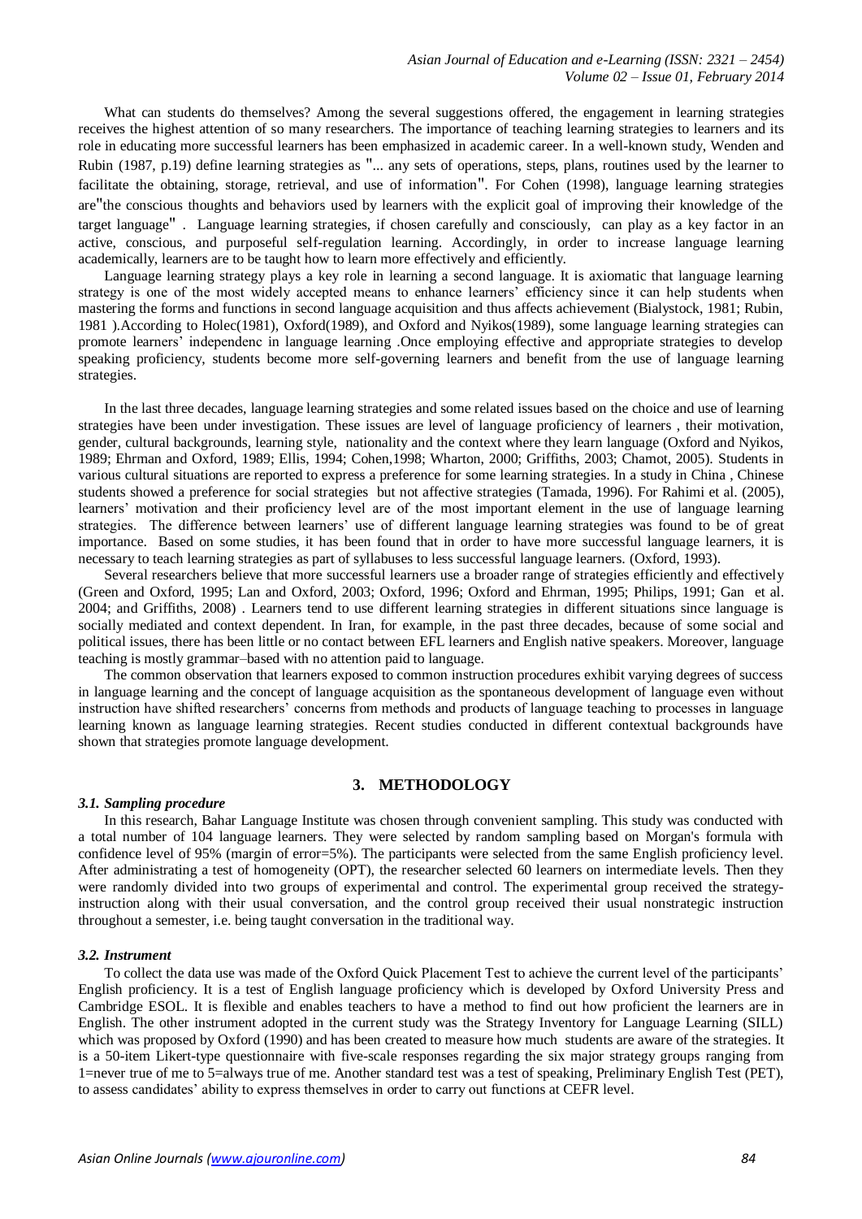What can students do themselves? Among the several suggestions offered, the engagement in learning strategies receives the highest attention of so many researchers. The importance of teaching learning strategies to learners and its role in educating more successful learners has been emphasized in academic career. In a well-known study, Wenden and Rubin (1987, p.19) define learning strategies as "... any sets of operations, steps, plans, routines used by the learner to facilitate the obtaining, storage, retrieval, and use of information". For Cohen (1998), language learning strategies are"the conscious thoughts and behaviors used by learners with the explicit goal of improving their knowledge of the target language" . Language learning strategies, if chosen carefully and consciously, can play as a key factor in an active, conscious, and purposeful self-regulation learning. Accordingly, in order to increase language learning academically, learners are to be taught how to learn more effectively and efficiently.

Language learning strategy plays a key role in learning a second language. It is axiomatic that language learning strategy is one of the most widely accepted means to enhance learners' efficiency since it can help students when mastering the forms and functions in second language acquisition and thus affects achievement (Bialystock, 1981; Rubin, 1981 ).According to Holec(1981), Oxford(1989), and Oxford and Nyikos(1989), some language learning strategies can promote learners' independenc in language learning .Once employing effective and appropriate strategies to develop speaking proficiency, students become more self-governing learners and benefit from the use of language learning strategies.

In the last three decades, language learning strategies and some related issues based on the choice and use of learning strategies have been under investigation. These issues are level of language proficiency of learners , their motivation, gender, cultural backgrounds, learning style, nationality and the context where they learn language (Oxford and Nyikos, 1989; Ehrman and Oxford, 1989; Ellis, 1994; Cohen,1998; Wharton, 2000; Griffiths, 2003; Chamot, 2005). Students in various cultural situations are reported to express a preference for some learning strategies. In a study in China , Chinese students showed a preference for social strategies but not affective strategies (Tamada, 1996). For Rahimi et al. (2005), learners' motivation and their proficiency level are of the most important element in the use of language learning strategies. The difference between learners' use of different language learning strategies was found to be of great importance. Based on some studies, it has been found that in order to have more successful language learners, it is necessary to teach learning strategies as part of syllabuses to less successful language learners. (Oxford, 1993).

Several researchers believe that more successful learners use a broader range of strategies efficiently and effectively (Green and Oxford, 1995; Lan and Oxford, 2003; Oxford, 1996; Oxford and Ehrman, 1995; Philips, 1991; Gan et al. 2004; and Griffiths, 2008) . Learners tend to use different learning strategies in different situations since language is socially mediated and context dependent. In Iran, for example, in the past three decades, because of some social and political issues, there has been little or no contact between EFL learners and English native speakers. Moreover, language teaching is mostly grammar–based with no attention paid to language.

The common observation that learners exposed to common instruction procedures exhibit varying degrees of success in language learning and the concept of language acquisition as the spontaneous development of language even without instruction have shifted researchers' concerns from methods and products of language teaching to processes in language learning known as language learning strategies. Recent studies conducted in different contextual backgrounds have shown that strategies promote language development.

## 3. METHODOLOGY

### *3.1. Sampling procedure*

In this research, Bahar Language Institute was chosen through convenient sampling. This study was conducted with a total number of 104 language learners. They were selected by random sampling based on Morgan's formula with confidence level of 95% (margin of error=5%). The participants were selected from the same English proficiency level. After administrating a test of homogeneity (OPT), the researcher selected 60 learners on intermediate levels. Then they were randomly divided into two groups of experimental and control. The experimental group received the strategy-instruction along with their usual conversation, and the control group received their usual nonstrategic instruction throughout a semester, i.e. being taught conversation in the traditional way.

### *3.2. Instrument*

To collect the data use was made of the Oxford Quick Placement Test to achieve the current level of the participants' English proficiency. It is a test of English language proficiency which is developed by Oxford University Press and Cambridge ESOL. It is flexible and enables teachers to have a method to find out how proficient the learners are in English. The other instrument adopted in the current study was the Strategy Inventory for Language Learning (SILL) which was proposed by Oxford (1990) and has been created to measure how much students are aware of the strategies. It is a 50-item Likert-type questionnaire with five-scale responses regarding the six major strategy groups ranging from 1=never true of me to 5=always true of me. Another standard test was a test of speaking, Preliminary English Test (PET), to assess candidates' ability to express themselves in order to carry out functions at CEFR level.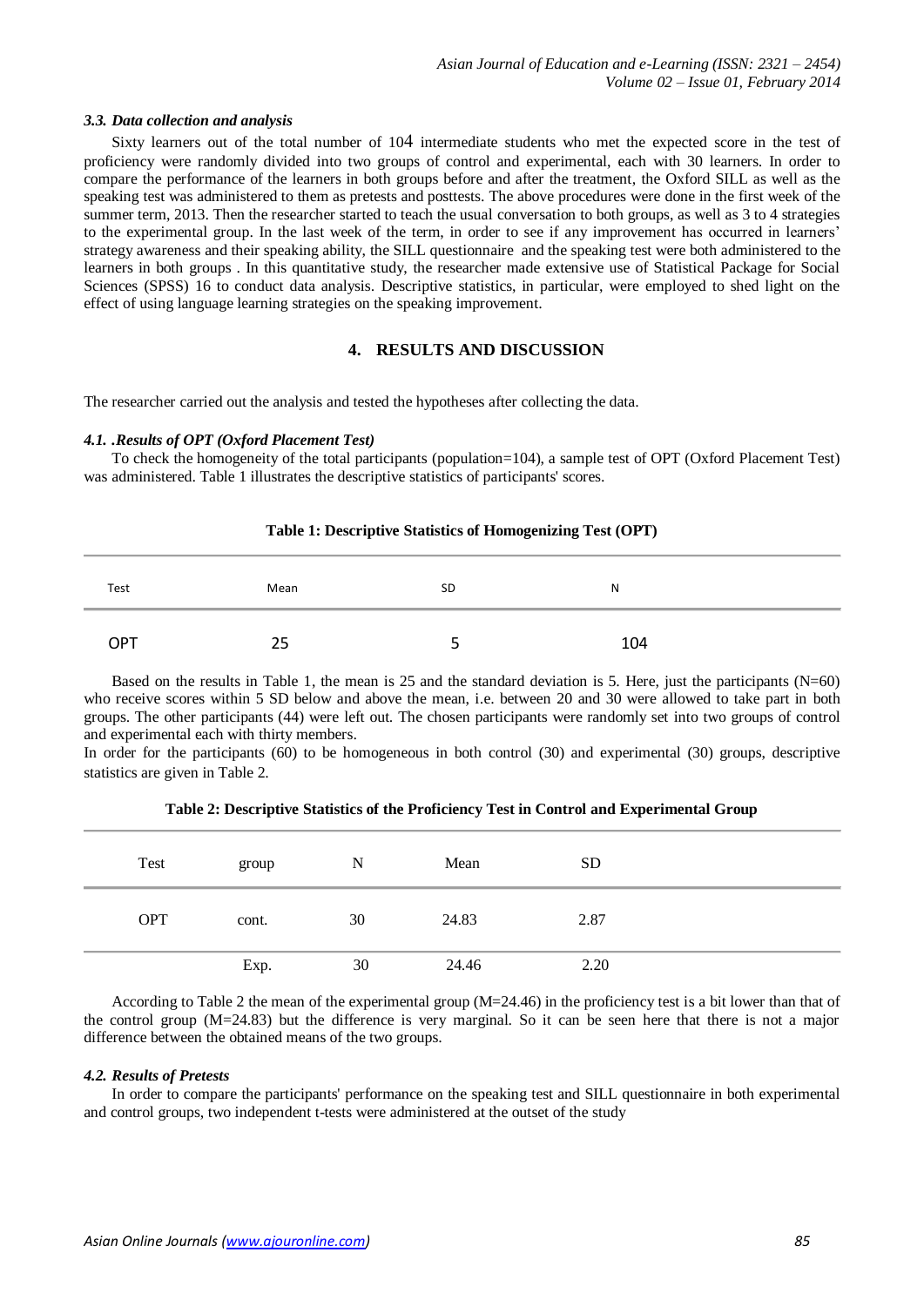### *3.3. Data collection and analysis*

Sixty learners out of the total number of 104 intermediate students who met the expected score in the test of proficiency were randomly divided into two groups of control and experimental, each with 30 learners. In order to compare the performance of the learners in both groups before and after the treatment, the Oxford SILL as well as the speaking test was administered to them as pretests and posttests. The above procedures were done in the first week of the summer term, 2013. Then the researcher started to teach the usual conversation to both groups, as well as 3 to 4 strategies to the experimental group. In the last week of the term, in order to see if any improvement has occurred in learners' strategy awareness and their speaking ability, the SILL questionnaire and the speaking test were both administered to the learners in both groups . In this quantitative study, the researcher made extensive use of Statistical Package for Social Sciences (SPSS) 16 to conduct data analysis. Descriptive statistics, in particular, were employed to shed light on the effect of using language learning strategies on the speaking improvement.

## 4. RESULTS AND DISCUSSION

The researcher carried out the analysis and tested the hypotheses after collecting the data.

### *4.1. .Results of OPT (Oxford Placement Test)*

To check the homogeneity of the total participants (population=104), a sample test of OPT (Oxford Placement Test) was administered. Table 1 illustrates the descriptive statistics of participants' scores.

**Table 1: Descriptive Statistics of Homogenizing Test (OPT)**

| Test | Mean | SD | N |
|---|---|---|---|
| OPT | 25 | 5 | 104 |

Based on the results in Table 1, the mean is 25 and the standard deviation is 5. Here, just the participants (N=60) who receive scores within 5 SD below and above the mean, i.e. between 20 and 30 were allowed to take part in both groups. The other participants (44) were left out. The chosen participants were randomly set into two groups of control and experimental each with thirty members.

In order for the participants (60) to be homogeneous in both control (30) and experimental (30) groups, descriptive statistics are given in Table 2.

**Table 2: Descriptive Statistics of the Proficiency Test in Control and Experimental Group**

| Test | group | N | Mean | SD |
|---|---|---|---|---|
| OPT | cont. | 30 | 24.83 | 2.87 |
| | Exp. | 30 | 24.46 | 2.20 |

According to Table 2 the mean of the experimental group (M=24.46) in the proficiency test is a bit lower than that of the control group (M=24.83) but the difference is very marginal. So it can be seen here that there is not a major difference between the obtained means of the two groups.

### *4.2. Results of Pretests*

In order to compare the participants' performance on the speaking test and SILL questionnaire in both experimental and control groups, two independent t-tests were administered at the outset of the study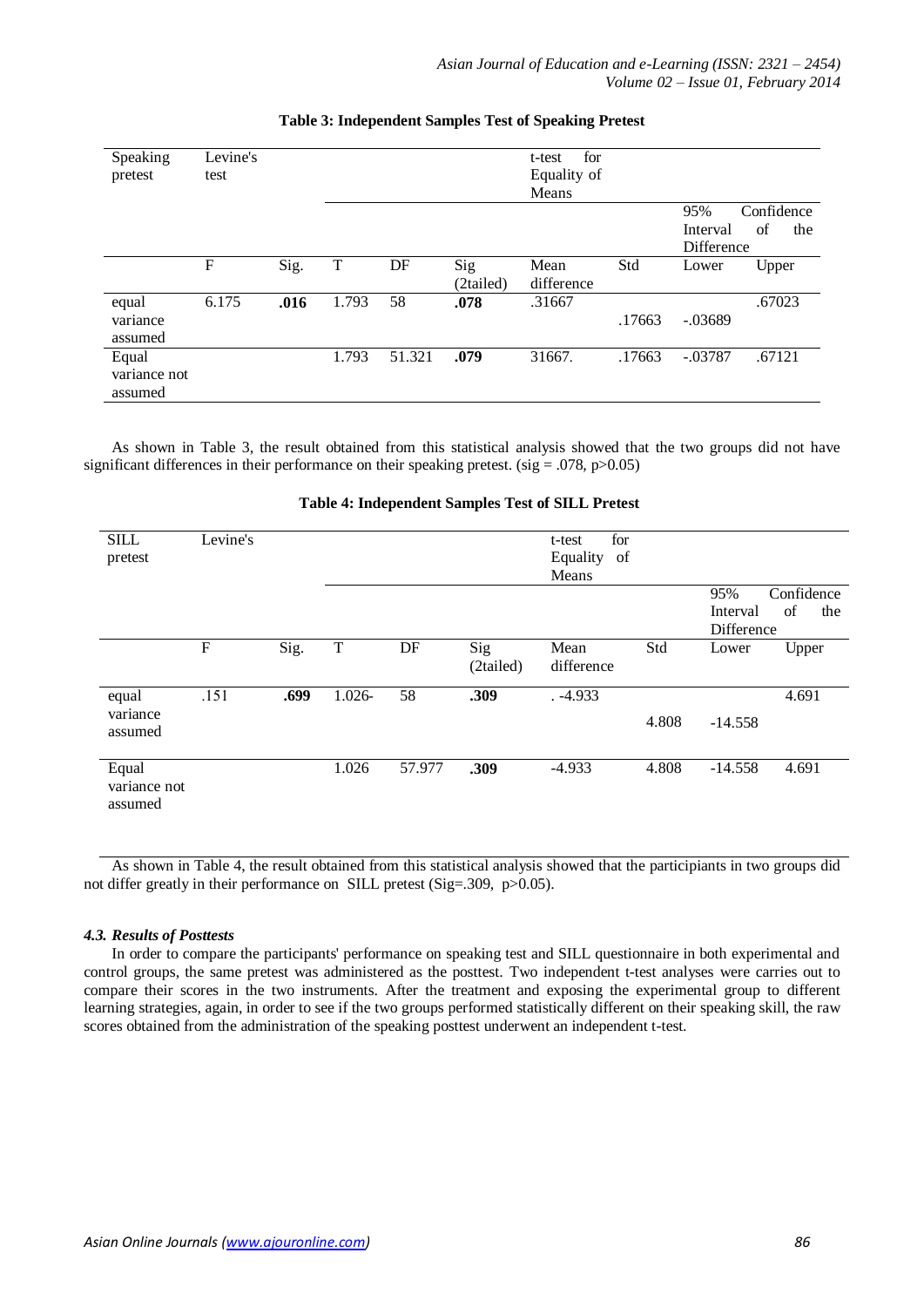**Table 3: Independent Samples Test of Speaking Pretest**

| Speaking pretest | Levine's test | | | | | t-test for Equality of Means | | | |
|---|---|---|---|---|---|---|---|---|---|
| | | | | | | | | 95% Confidence Interval of the Difference | |
| | F | Sig. | T | DF | Sig (2tailed) | Mean difference | Std | Lower | Upper |
| equal variance assumed | 6.175 | **.016** | 1.793 | 58 | **.078** | .31667 | .17663 | -.03689 | .67023 |
| Equal variance not assumed | | | 1.793 | 51.321 | **.079** | 31667. | .17663 | -.03787 | .67121 |

As shown in Table 3, the result obtained from this statistical analysis showed that the two groups did not have significant differences in their performance on their speaking pretest. (sig = .078, p>0.05)

**Table 4: Independent Samples Test of SILL Pretest**

| SILL pretest | Levine's | | | | | t-test for Equality of Means | | | |
|---|---|---|---|---|---|---|---|---|---|
| | | | | | | | | 95% Confidence Interval of the Difference | |
| | F | Sig. | T | DF | Sig (2tailed) | Mean difference | Std | Lower | Upper |
| equal variance assumed | .151 | **.699** | 1.026- | 58 | **.309** | . -4.933 | 4.808 | -14.558 | 4.691 |
| Equal variance not assumed | | | 1.026 | 57.977 | **.309** | -4.933 | 4.808 | -14.558 | 4.691 |

As shown in Table 4, the result obtained from this statistical analysis showed that the participants in two groups did not differ greatly in their performance on SILL pretest (Sig=.309, p>0.05).

#### *4.3. Results of Posttests*

In order to compare the participants' performance on speaking test and SILL questionnaire in both experimental and control groups, the same pretest was administered as the posttest. Two independent t-test analyses were carries out to compare their scores in the two instruments. After the treatment and exposing the experimental group to different learning strategies, again, in order to see if the two groups performed statistically different on their speaking skill, the raw scores obtained from the administration of the speaking posttest underwent an independent t-test.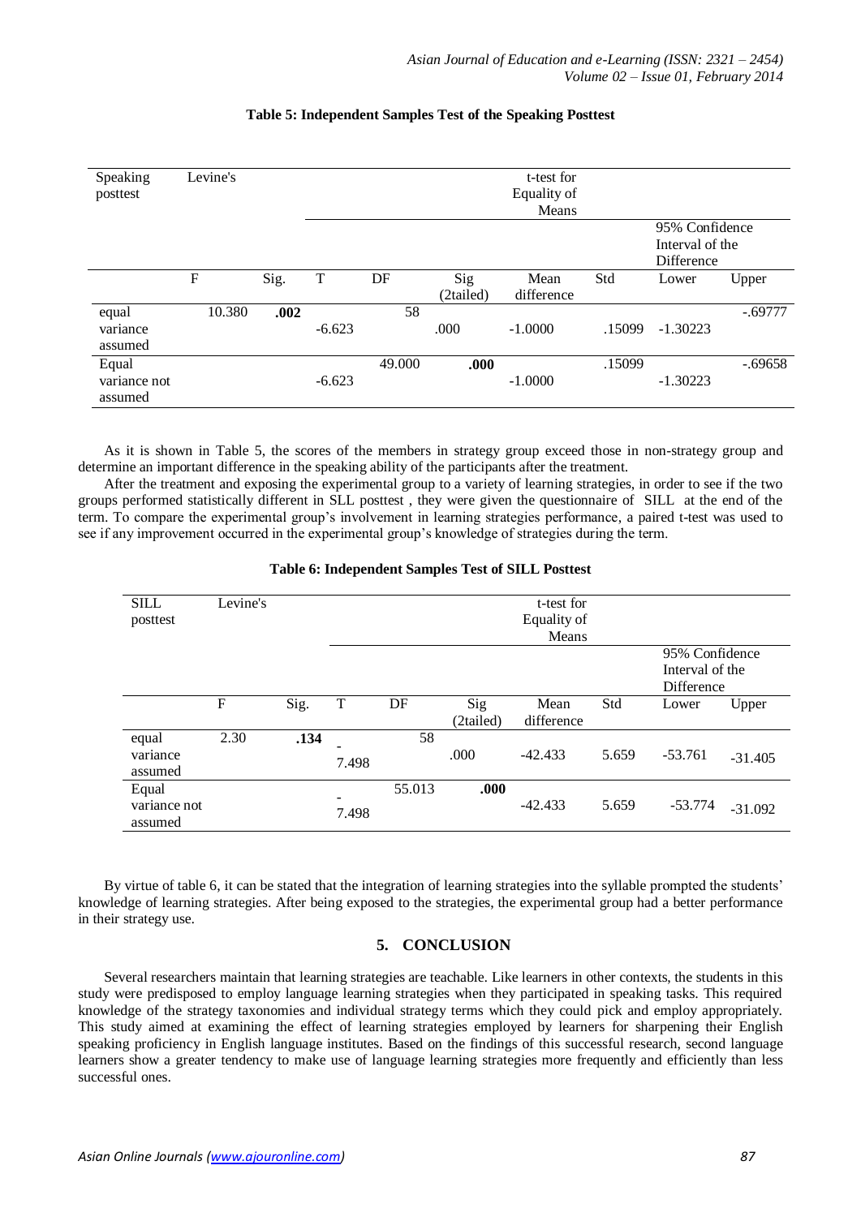**Table 5: Independent Samples Test of the Speaking Posttest**

| Speaking posttest | Levine's | | t-test for Equality of Means | | | | | 95% Confidence Interval of the Difference | |
|---|---|---|---|---|---|---|---|---|---|
| | F | Sig. | T | DF | Sig (2tailed) | Mean difference | Std | Lower | Upper |
| equal variance assumed | 10.380 | **.002** | -6.623 | 58 | .000 | -1.0000 | .15099 | -1.30223 | -.69777 |
| Equal variance not assumed | | | -6.623 | 49.000 | **.000** | -1.0000 | .15099 | -1.30223 | -.69658 |

As it is shown in Table 5, the scores of the members in strategy group exceed those in non-strategy group and determine an important difference in the speaking ability of the participants after the treatment.

After the treatment and exposing the experimental group to a variety of learning strategies, in order to see if the two groups performed statistically different in SLL posttest , they were given the questionnaire of SILL at the end of the term. To compare the experimental group's involvement in learning strategies performance, a paired t-test was used to see if any improvement occurred in the experimental group's knowledge of strategies during the term.

**Table 6: Independent Samples Test of SILL Posttest**

| SILL posttest | Levine's | | t-test for Equality of Means | | | | | 95% Confidence Interval of the Difference | |
|---|---|---|---|---|---|---|---|---|---|
| | F | Sig. | T | DF | Sig (2tailed) | Mean difference | Std | Lower | Upper |
| equal variance assumed | 2.30 | **.134** | -7.498 | 58 | .000 | -42.433 | 5.659 | -53.761 | -31.405 |
| Equal variance not assumed | | | -7.498 | 55.013 | **.000** | -42.433 | 5.659 | -53.774 | -31.092 |

By virtue of table 6, it can be stated that the integration of learning strategies into the syllable prompted the students' knowledge of learning strategies. After being exposed to the strategies, the experimental group had a better performance in their strategy use.

## 5. CONCLUSION

Several researchers maintain that learning strategies are teachable. Like learners in other contexts, the students in this study were predisposed to employ language learning strategies when they participated in speaking tasks. This required knowledge of the strategy taxonomies and individual strategy terms which they could pick and employ appropriately. This study aimed at examining the effect of learning strategies employed by learners for sharpening their English speaking proficiency in English language institutes. Based on the findings of this successful research, second language learners show a greater tendency to make use of language learning strategies more frequently and efficiently than less successful ones.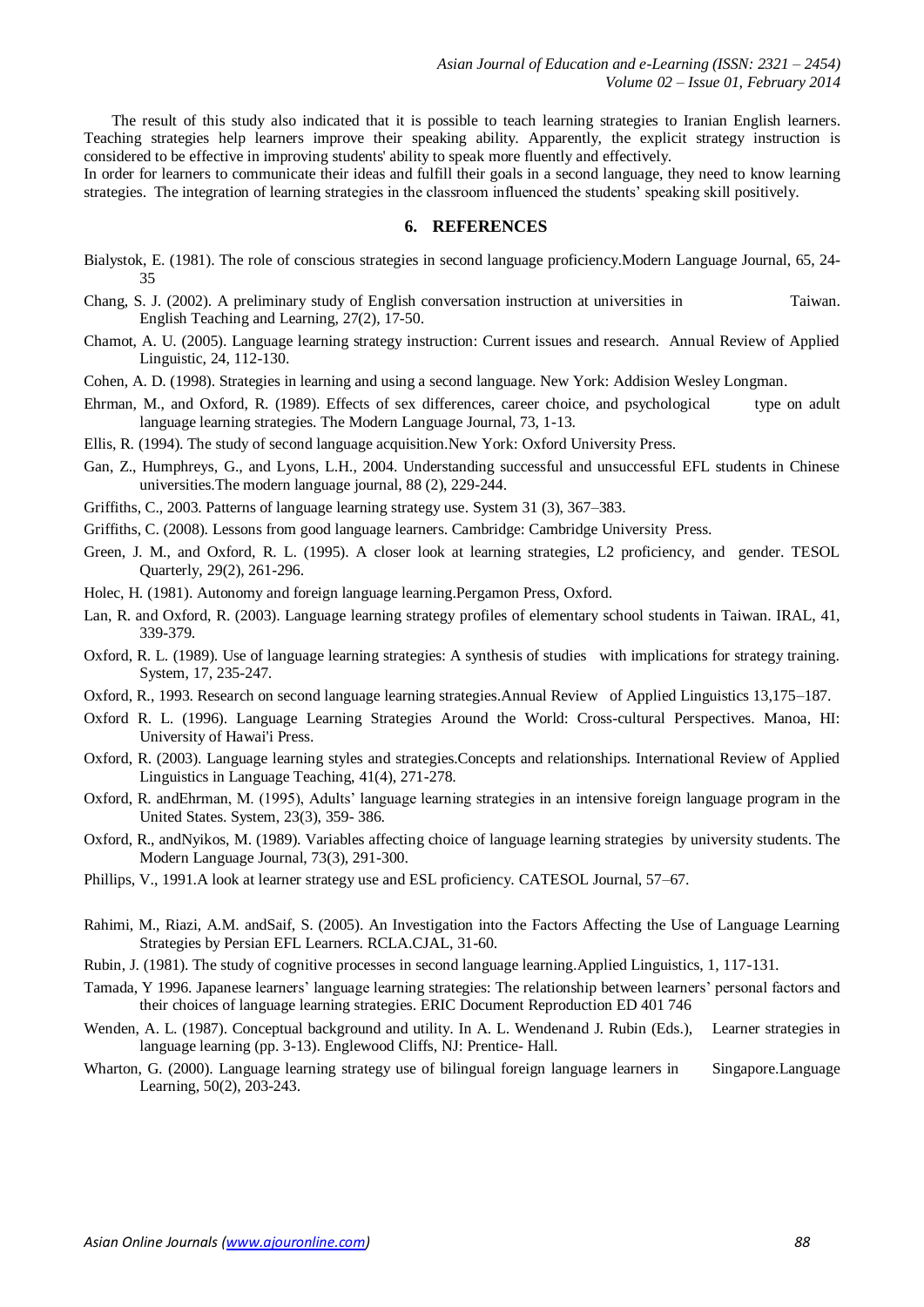The result of this study also indicated that it is possible to teach learning strategies to Iranian English learners. Teaching strategies help learners improve their speaking ability. Apparently, the explicit strategy instruction is considered to be effective in improving students' ability to speak more fluently and effectively.

In order for learners to communicate their ideas and fulfill their goals in a second language, they need to know learning strategies. The integration of learning strategies in the classroom influenced the students' speaking skill positively.

## 6. REFERENCES

Bialystok, E. (1981). The role of conscious strategies in second language proficiency.Modern Language Journal, 65, 24-35

Chang, S. J. (2002). A preliminary study of English conversation instruction at universities in Taiwan. English Teaching and Learning, 27(2), 17-50.

Chamot, A. U. (2005). Language learning strategy instruction: Current issues and research. Annual Review of Applied Linguistic, 24, 112-130.

Cohen, A. D. (1998). Strategies in learning and using a second language. New York: Addision Wesley Longman.

Ehrman, M., and Oxford, R. (1989). Effects of sex differences, career choice, and psychological type on adult language learning strategies. The Modern Language Journal, 73, 1-13.

Ellis, R. (1994). The study of second language acquisition.New York: Oxford University Press.

Gan, Z., Humphreys, G., and Lyons, L.H., 2004. Understanding successful and unsuccessful EFL students in Chinese universities.The modern language journal, 88 (2), 229-244.

Griffiths, C., 2003. Patterns of language learning strategy use. System 31 (3), 367–383.

Griffiths, C. (2008). Lessons from good language learners. Cambridge: Cambridge University Press.

Green, J. M., and Oxford, R. L. (1995). A closer look at learning strategies, L2 proficiency, and gender. TESOL Quarterly, 29(2), 261-296.

Holec, H. (1981). Autonomy and foreign language learning.Pergamon Press, Oxford.

Lan, R. and Oxford, R. (2003). Language learning strategy profiles of elementary school students in Taiwan. IRAL, 41, 339-379.

Oxford, R. L. (1989). Use of language learning strategies: A synthesis of studies with implications for strategy training. System, 17, 235-247.

Oxford, R., 1993. Research on second language learning strategies.Annual Review of Applied Linguistics 13,175–187.

Oxford R. L. (1996). Language Learning Strategies Around the World: Cross-cultural Perspectives. Manoa, HI: University of Hawai'i Press.

Oxford, R. (2003). Language learning styles and strategies.Concepts and relationships. International Review of Applied Linguistics in Language Teaching, 41(4), 271-278.

Oxford, R. andEhrman, M. (1995), Adults' language learning strategies in an intensive foreign language program in the United States. System, 23(3), 359- 386.

Oxford, R., andNyikos, M. (1989). Variables affecting choice of language learning strategies by university students. The Modern Language Journal, 73(3), 291-300.

Phillips, V., 1991.A look at learner strategy use and ESL proficiency. CATESOL Journal, 57–67.

Rahimi, M., Riazi, A.M. andSaif, S. (2005). An Investigation into the Factors Affecting the Use of Language Learning Strategies by Persian EFL Learners. RCLA.CJAL, 31-60.

Rubin, J. (1981). The study of cognitive processes in second language learning.Applied Linguistics, 1, 117-131.

Tamada, Y 1996. Japanese learners' language learning strategies: The relationship between learners' personal factors and their choices of language learning strategies. ERIC Document Reproduction ED 401 746

Wenden, A. L. (1987). Conceptual background and utility. In A. L. Wendenand J. Rubin (Eds.), Learner strategies in language learning (pp. 3-13). Englewood Cliffs, NJ: Prentice- Hall.

Wharton, G. (2000). Language learning strategy use of bilingual foreign language learners in Singapore.Language Learning, 50(2), 203-243.